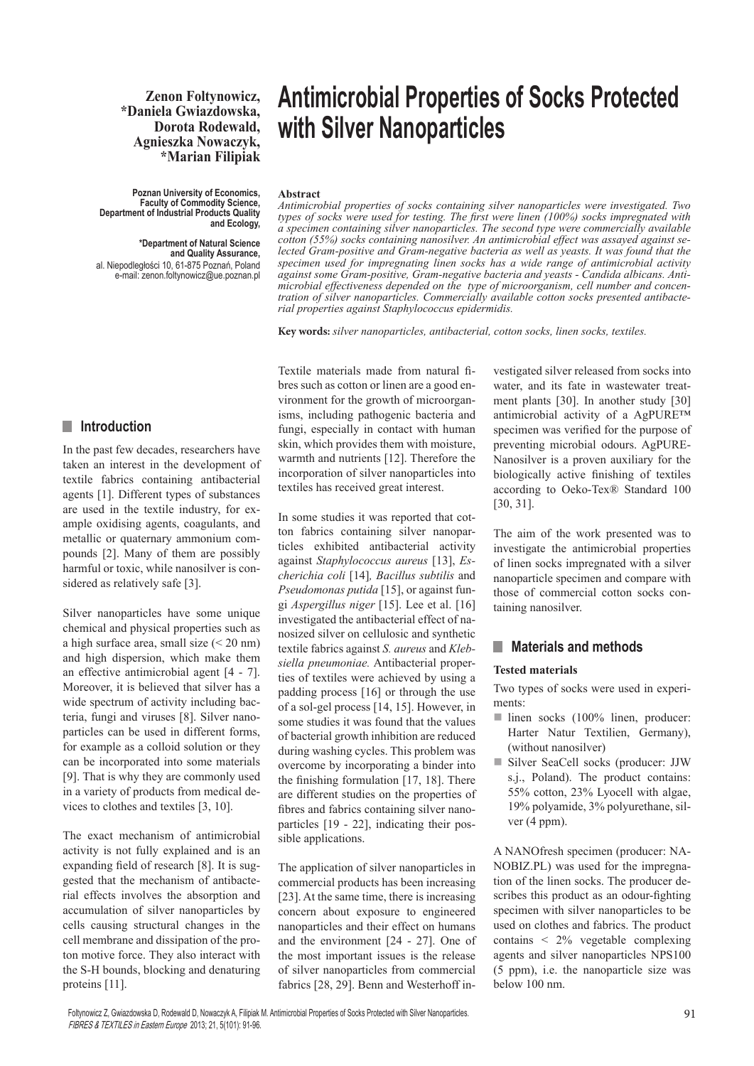# Antimicrobial Properties of Socks Protected with Silver Nanoparticles

**Zenon Foltynowicz, \*Daniela Gwiazdowska, Dorota Rodewald, Agnieszka Nowaczyk, \*Marian Filipiak**

**Poznan University of Economics, Faculty of Commodity Science, Department of Industrial Products Quality and Ecology,**

**\*Department of Natural Science and Quality Assurance,**
al. Niepodległości 10, 61-875 Poznań, Poland
e-mail: zenon.foltynowicz@ue.poznan.pl

**Abstract**

*Antimicrobial properties of socks containing silver nanoparticles were investigated. Two types of socks were used for testing. The first were linen (100%) socks impregnated with a specimen containing silver nanoparticles. The second type were commercially available cotton (55%) socks containing nanosilver. An antimicrobial effect was assayed against selected Gram-positive and Gram-negative bacteria as well as yeasts. It was found that the specimen used for impregnating linen socks has a wide range of antimicrobial activity against some Gram-positive, Gram-negative bacteria and yeasts - Candida albicans. Antimicrobial effectiveness depended on the type of microorganism, cell number and concentration of silver nanoparticles. Commercially available cotton socks presented antibacterial properties against Staphylococcus epidermidis.*

**Key words:** *silver nanoparticles, antibacterial, cotton socks, linen socks, textiles.*

## Introduction

In the past few decades, researchers have taken an interest in the development of textile fabrics containing antibacterial agents [1]. Different types of substances are used in the textile industry, for example oxidising agents, coagulants, and metallic or quaternary ammonium compounds [2]. Many of them are possibly harmful or toxic, while nanosilver is considered as relatively safe [3].

Silver nanoparticles have some unique chemical and physical properties such as a high surface area, small size (< 20 nm) and high dispersion, which make them an effective antimicrobial agent [4 - 7]. Moreover, it is believed that silver has a wide spectrum of activity including bacteria, fungi and viruses [8]. Silver nanoparticles can be used in different forms, for example as a colloid solution or they can be incorporated into some materials [9]. That is why they are commonly used in a variety of products from medical devices to clothes and textiles [3, 10].

The exact mechanism of antimicrobial activity is not fully explained and is an expanding field of research [8]. It is suggested that the mechanism of antibacterial effects involves the absorption and accumulation of silver nanoparticles by cells causing structural changes in the cell membrane and dissipation of the proton motive force. They also interact with the S-H bounds, blocking and denaturing proteins [11].

Textile materials made from natural fibres such as cotton or linen are a good environment for the growth of microorganisms, including pathogenic bacteria and fungi, especially in contact with human skin, which provides them with moisture, warmth and nutrients [12]. Therefore the incorporation of silver nanoparticles into textiles has received great interest.

In some studies it was reported that cotton fabrics containing silver nanoparticles exhibited antibacterial activity against *Staphylococcus aureus* [13], *Escherichia coli* [14]*, Bacillus subtilis* and *Pseudomonas putida* [15], or against fungi *Aspergillus niger* [15]. Lee et al. [16] investigated the antibacterial effect of nanosized silver on cellulosic and synthetic textile fabrics against *S. aureus* and *Klebsiella pneumoniae.* Antibacterial properties of textiles were achieved by using a padding process [16] or through the use of a sol-gel process [14, 15]. However, in some studies it was found that the values of bacterial growth inhibition are reduced during washing cycles. This problem was overcome by incorporating a binder into the finishing formulation [17, 18]. There are different studies on the properties of fibres and fabrics containing silver nanoparticles [19 - 22], indicating their possible applications.

The application of silver nanoparticles in commercial products has been increasing [23]. At the same time, there is increasing concern about exposure to engineered nanoparticles and their effect on humans and the environment [24 - 27]. One of the most important issues is the release of silver nanoparticles from commercial fabrics [28, 29]. Benn and Westerhoff investigated silver released from socks into water, and its fate in wastewater treatment plants [30]. In another study [30] antimicrobial activity of a AgPURE™ specimen was verified for the purpose of preventing microbial odours. AgPURE-Nanosilver is a proven auxiliary for the biologically active finishing of textiles according to Oeko-Tex® Standard 100 [30, 31].

The aim of the work presented was to investigate the antimicrobial properties of linen socks impregnated with a silver nanoparticle specimen and compare with those of commercial cotton socks containing nanosilver.

## Materials and methods

### Tested materials

Two types of socks were used in experiments:

- linen socks (100% linen, producer: Harter Natur Textilien, Germany), (without nanosilver)
- Silver SeaCell socks (producer: JJW s.j., Poland). The product contains: 55% cotton, 23% Lyocell with algae, 19% polyamide, 3% polyurethane, silver (4 ppm).

A NANOfresh specimen (producer: NANOBIZ.PL) was used for the impregnation of the linen socks. The producer describes this product as an odour-fighting specimen with silver nanoparticles to be used on clothes and fabrics. The product contains < 2% vegetable complexing agents and silver nanoparticles NPS100 (5 ppm), i.e. the nanoparticle size was below 100 nm.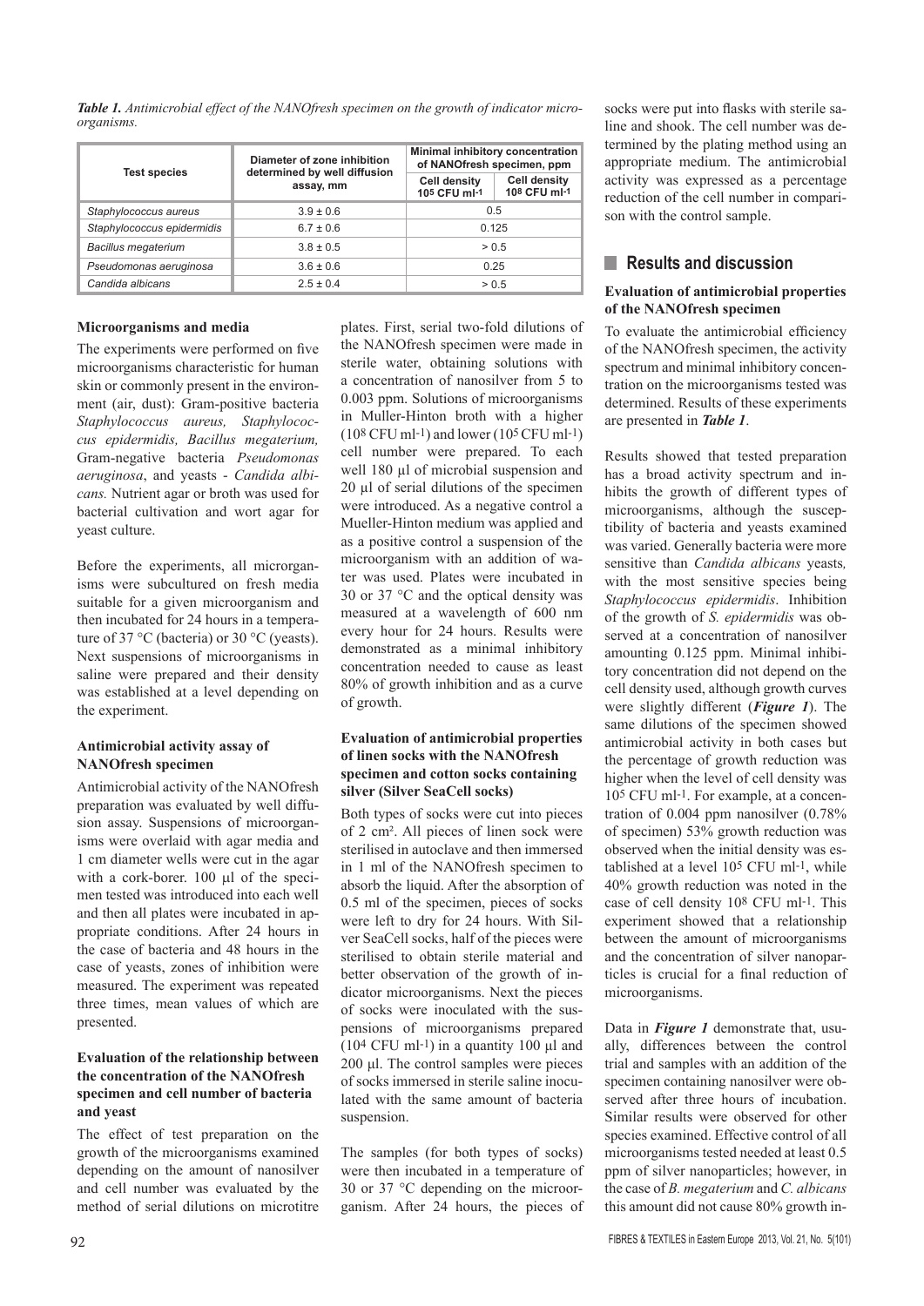***Table 1.*** *Antimicrobial effect of the NANOfresh specimen on the growth of indicator microorganisms.*

| Test species | Diameter of zone inhibition determined by well diffusion assay, mm | Minimal inhibitory concentration of NANOfresh specimen, ppm | |
|---|---|---|---|
| | | Cell density $10^5$ CFU ml$^{-1}$ | Cell density $10^8$ CFU ml$^{-1}$ |
| *Staphylococcus aureus* | 3.9 ± 0.6 | 0.5 | |
| *Staphylococcus epidermidis* | 6.7 ± 0.6 | 0.125 | |
| *Bacillus megaterium* | 3.8 ± 0.5 | > 0.5 | |
| *Pseudomonas aeruginosa* | 3.6 ± 0.6 | 0.25 | |
| *Candida albicans* | 2.5 ± 0.4 | > 0.5 | |

### Microorganisms and media

The experiments were performed on five microorganisms characteristic for human skin or commonly present in the environment (air, dust): Gram-positive bacteria *Staphylococcus aureus, Staphylococcus epidermidis, Bacillus megaterium,* Gram-negative bacteria *Pseudomonas aeruginosa*, and yeasts - *Candida albicans.* Nutrient agar or broth was used for bacterial cultivation and wort agar for yeast culture.

Before the experiments, all microrganisms were subcultured on fresh media suitable for a given microorganism and then incubated for 24 hours in a temperature of 37 °C (bacteria) or 30 °C (yeasts). Next suspensions of microorganisms in saline were prepared and their density was established at a level depending on the experiment.

### Antimicrobial activity assay of NANOfresh specimen

Antimicrobial activity of the NANOfresh preparation was evaluated by well diffusion assay. Suspensions of microorganisms were overlaid with agar media and 1 cm diameter wells were cut in the agar with a cork-borer. 100 μl of the specimen tested was introduced into each well and then all plates were incubated in appropriate conditions. After 24 hours in the case of bacteria and 48 hours in the case of yeasts, zones of inhibition were measured. The experiment was repeated three times, mean values of which are presented.

### Evaluation of the relationship between the concentration of the NANOfresh specimen and cell number of bacteria and yeast

The effect of test preparation on the growth of the microorganisms examined depending on the amount of nanosilver and cell number was evaluated by the method of serial dilutions on microtitre plates. First, serial two-fold dilutions of the NANOfresh specimen were made in sterile water, obtaining solutions with a concentration of nanosilver from 5 to 0.003 ppm. Solutions of microorganisms in Muller-Hinton broth with a higher ($10^8$ CFU ml$^{-1}$) and lower ($10^5$ CFU ml$^{-1}$) cell number were prepared. To each well 180 μl of microbial suspension and 20 μl of serial dilutions of the specimen were introduced. As a negative control a Mueller-Hinton medium was applied and as a positive control a suspension of the microorganism with an addition of water was used. Plates were incubated in 30 or 37 °C and the optical density was measured at a wavelength of 600 nm every hour for 24 hours. Results were demonstrated as a minimal inhibitory concentration needed to cause as least 80% of growth inhibition and as a curve of growth.

### Evaluation of antimicrobial properties of linen socks with the NANOfresh specimen and cotton socks containing silver (Silver SeaCell socks)

Both types of socks were cut into pieces of 2 cm². All pieces of linen sock were sterilised in autoclave and then immersed in 1 ml of the NANOfresh specimen to absorb the liquid. After the absorption of 0.5 ml of the specimen, pieces of socks were left to dry for 24 hours. With Silver SeaCell socks, half of the pieces were sterilised to obtain sterile material and better observation of the growth of indicator microorganisms. Next the pieces of socks were inoculated with the suspensions of microorganisms prepared ($10^4$ CFU ml$^{-1}$) in a quantity 100 μl and 200 μl. The control samples were pieces of socks immersed in sterile saline inoculated with the same amount of bacteria suspension.

The samples (for both types of socks) were then incubated in a temperature of 30 or 37 °C depending on the microorganism. After 24 hours, the pieces of socks were put into flasks with sterile saline and shook. The cell number was determined by the plating method using an appropriate medium. The antimicrobial activity was expressed as a percentage reduction of the cell number in comparison with the control sample.

## Results and discussion

### Evaluation of antimicrobial properties of the NANOfresh specimen

To evaluate the antimicrobial efficiency of the NANOfresh specimen, the activity spectrum and minimal inhibitory concentration on the microorganisms tested was determined. Results of these experiments are presented in ***Table 1***.

Results showed that tested preparation has a broad activity spectrum and inhibits the growth of different types of microorganisms, although the susceptibility of bacteria and yeasts examined was varied. Generally bacteria were more sensitive than *Candida albicans* yeasts*,* with the most sensitive species being *Staphylococcus epidermidis*. Inhibition of the growth of *S. epidermidis* was observed at a concentration of nanosilver amounting 0.125 ppm. Minimal inhibitory concentration did not depend on the cell density used, although growth curves were slightly different (***Figure 1***). The same dilutions of the specimen showed antimicrobial activity in both cases but the percentage of growth reduction was higher when the level of cell density was $10^5$ CFU ml$^{-1}$. For example, at a concentration of 0.004 ppm nanosilver (0.78% of specimen) 53% growth reduction was observed when the initial density was established at a level $10^5$ CFU ml$^{-1}$, while 40% growth reduction was noted in the case of cell density $10^8$ CFU ml$^{-1}$. This experiment showed that a relationship between the amount of microorganisms and the concentration of silver nanoparticles is crucial for a final reduction of microorganisms.

Data in ***Figure 1*** demonstrate that, usually, differences between the control trial and samples with an addition of the specimen containing nanosilver were observed after three hours of incubation. Similar results were observed for other species examined. Effective control of all microorganisms tested needed at least 0.5 ppm of silver nanoparticles; however, in the case of *B. megaterium* and *C. albicans* this amount did not cause 80% growth in-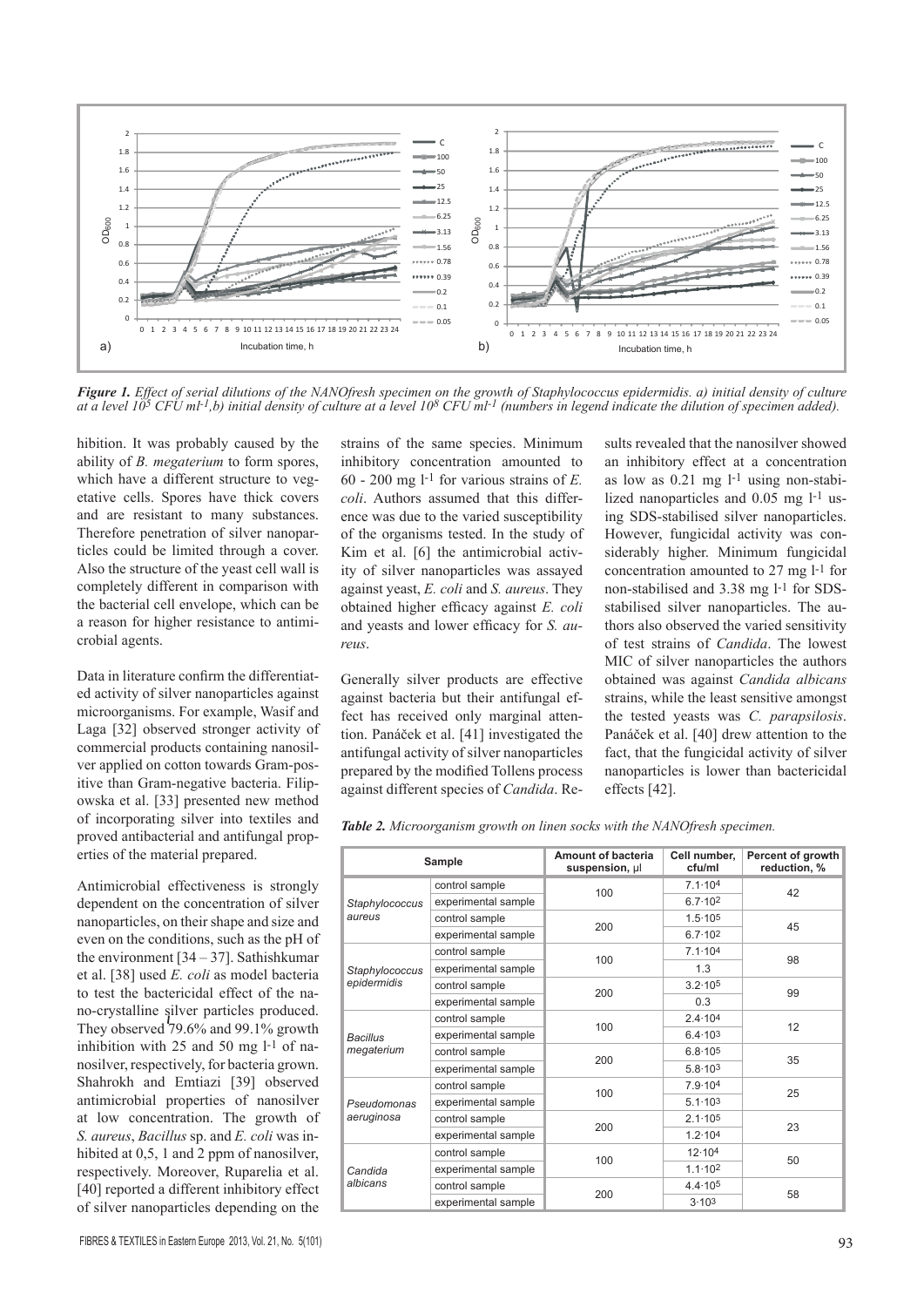*Figure 1. Effect of serial dilutions of the NANOfresh specimen on the growth of Staphylococcus epidermidis. a) initial density of culture at a level $10^5$ CFU $ml^{-1}$, b) initial density of culture at a level $10^8$ CFU $ml^{-1}$ (numbers in legend indicate the dilution of specimen added).*

hibition. It was probably caused by the ability of *B. megaterium* to form spores, which have a different structure to vegetative cells. Spores have thick covers and are resistant to many substances. Therefore penetration of silver nanoparticles could be limited through a cover. Also the structure of the yeast cell wall is completely different in comparison with the bacterial cell envelope, which can be a reason for higher resistance to antimicrobial agents.

Data in literature confirm the differentiated activity of silver nanoparticles against microorganisms. For example, Wasif and Laga [32] observed stronger activity of commercial products containing nanosilver applied on cotton towards Gram-positive than Gram-negative bacteria. Filipowska et al. [33] presented new method of incorporating silver into textiles and proved antibacterial and antifungal properties of the material prepared.

Antimicrobial effectiveness is strongly dependent on the concentration of silver nanoparticles, on their shape and size and even on the conditions, such as the pH of the environment [34 – 37]. Sathishkumar et al. [38] used *E. coli* as model bacteria to test the bactericidal effect of the nano-crystalline silver particles produced. They observed 79.6% and 99.1% growth inhibition with 25 and 50 mg $l^{-1}$ of nanosilver, respectively, for bacteria grown. Shahrokh and Emtiazi [39] observed antimicrobial properties of nanosilver at low concentration. The growth of *S. aureus*, *Bacillus* sp. and *E. coli* was inhibited at 0,5, 1 and 2 ppm of nanosilver, respectively. Moreover, Ruparelia et al. [40] reported a different inhibitory effect of silver nanoparticles depending on the strains of the same species. Minimum inhibitory concentration amounted to 60 - 200 mg $l^{-1}$ for various strains of *E. coli*. Authors assumed that this difference was due to the varied susceptibility of the organisms tested. In the study of Kim et al. [6] the antimicrobial activity of silver nanoparticles was assayed against yeast, *E. coli* and *S. aureus*. They obtained higher efficacy against *E. coli* and yeasts and lower efficacy for *S. aureus*.

Generally silver products are effective against bacteria but their antifungal effect has received only marginal attention. Panáček et al. [41] investigated the antifungal activity of silver nanoparticles prepared by the modified Tollens process against different species of *Candida*. Results revealed that the nanosilver showed an inhibitory effect at a concentration as low as 0.21 mg $l^{-1}$ using non-stabilized nanoparticles and 0.05 mg $l^{-1}$ using SDS-stabilised silver nanoparticles. However, fungicidal activity was considerably higher. Minimum fungicidal concentration amounted to 27 mg $l^{-1}$ for non-stabilised and 3.38 mg $l^{-1}$ for SDS-stabilised silver nanoparticles. The authors also observed the varied sensitivity of test strains of *Candida*. The lowest MIC of silver nanoparticles the authors obtained was against *Candida albicans* strains, while the least sensitive amongst the tested yeasts was *C. parapsilosis*. Panáček et al. [40] drew attention to the fact, that the fungicidal activity of silver nanoparticles is lower than bactericidal effects [42].

*Table 2. Microorganism growth on linen socks with the NANOfresh specimen.*

| Sample | | Amount of bacteria suspension, µl | Cell number, cfu/ml | Percent of growth reduction, % |
|---|---|---|---|---|
| *Staphylococcus aureus* | control sample | 100 | $7.1 \cdot 10^4$ | 42 |
| | experimental sample | | $6.7 \cdot 10^2$ | |
| | control sample | 200 | $1.5 \cdot 10^5$ | 45 |
| | experimental sample | | $6.7 \cdot 10^2$ | |
| *Staphylococcus epidermidis* | control sample | 100 | $7.1 \cdot 10^4$ | 98 |
| | experimental sample | | 1.3 | |
| | control sample | 200 | $3.2 \cdot 10^5$ | 99 |
| | experimental sample | | 0.3 | |
| *Bacillus megaterium* | control sample | 100 | $2.4 \cdot 10^4$ | 12 |
| | experimental sample | | $6.4 \cdot 10^3$ | |
| | control sample | 200 | $6.8 \cdot 10^5$ | 35 |
| | experimental sample | | $5.8 \cdot 10^3$ | |
| *Pseudomonas aeruginosa* | control sample | 100 | $7.9 \cdot 10^4$ | 25 |
| | experimental sample | | $5.1 \cdot 10^3$ | |
| | control sample | 200 | $2.1 \cdot 10^5$ | 23 |
| | experimental sample | | $1.2 \cdot 10^4$ | |
| *Candida albicans* | control sample | 100 | $12 \cdot 10^4$ | 50 |
| | experimental sample | | $1.1 \cdot 10^2$ | |
| | control sample | 200 | $4.4 \cdot 10^5$ | 58 |
| | experimental sample | | $3 \cdot 10^3$ | |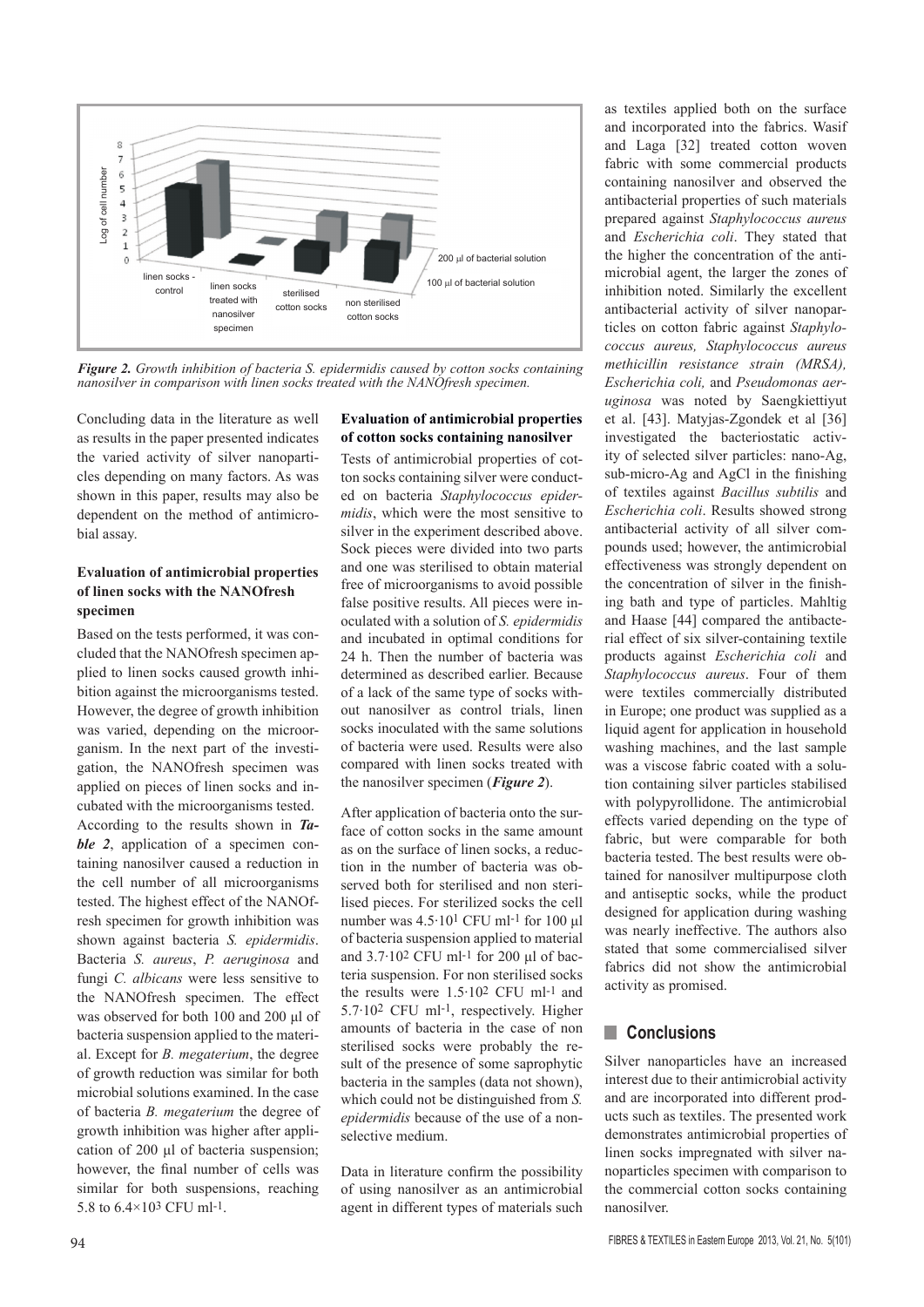*Figure 2. Growth inhibition of bacteria S. epidermidis caused by cotton socks containing nanosilver in comparison with linen socks treated with the NANOfresh specimen.*

Concluding data in the literature as well as results in the paper presented indicates the varied activity of silver nanoparticles depending on many factors. As was shown in this paper, results may also be dependent on the method of antimicrobial assay.

### Evaluation of antimicrobial properties of linen socks with the NANOfresh specimen

Based on the tests performed, it was concluded that the NANOfresh specimen applied to linen socks caused growth inhibition against the microorganisms tested. However, the degree of growth inhibition was varied, depending on the microorganism. In the next part of the investigation, the NANOfresh specimen was applied on pieces of linen socks and incubated with the microorganisms tested. According to the results shown in ***Table 2***, application of a specimen containing nanosilver caused a reduction in the cell number of all microorganisms tested. The highest effect of the NANOfresh specimen for growth inhibition was shown against bacteria *S. epidermidis*. Bacteria *S. aureus*, *P. aeruginosa* and fungi *C. albicans* were less sensitive to the NANOfresh specimen. The effect was observed for both 100 and 200 μl of bacteria suspension applied to the material. Except for *B. megaterium*, the degree of growth reduction was similar for both microbial solutions examined. In the case of bacteria *B. megaterium* the degree of growth inhibition was higher after application of 200 μl of bacteria suspension; however, the final number of cells was similar for both suspensions, reaching 5.8 to $6.4 \times 10^3$ CFU $ml^{-1}$.

### Evaluation of antimicrobial properties of cotton socks containing nanosilver

Tests of antimicrobial properties of cotton socks containing silver were conducted on bacteria *Staphylococcus epidermidis*, which were the most sensitive to silver in the experiment described above. Sock pieces were divided into two parts and one was sterilised to obtain material free of microorganisms to avoid possible false positive results. All pieces were inoculated with a solution of *S. epidermidis* and incubated in optimal conditions for 24 h. Then the number of bacteria was determined as described earlier. Because of a lack of the same type of socks without nanosilver as control trials, linen socks inoculated with the same solutions of bacteria were used. Results were also compared with linen socks treated with the nanosilver specimen (***Figure 2***).

After application of bacteria onto the surface of cotton socks in the same amount as on the surface of linen socks, a reduction in the number of bacteria was observed both for sterilised and non sterilised pieces. For sterilized socks the cell number was $4.5 \cdot 10^1$ CFU $ml^{-1}$ for 100 μl of bacteria suspension applied to material and $3.7 \cdot 10^2$ CFU $ml^{-1}$ for 200 μl of bacteria suspension. For non sterilised socks the results were $1.5 \cdot 10^2$ CFU $ml^{-1}$ and $5.7 \cdot 10^2$ CFU $ml^{-1}$, respectively. Higher amounts of bacteria in the case of non sterilised socks were probably the result of the presence of some saprophytic bacteria in the samples (data not shown), which could not be distinguished from *S. epidermidis* because of the use of a non-selective medium.

Data in literature confirm the possibility of using nanosilver as an antimicrobial agent in different types of materials such as textiles applied both on the surface and incorporated into the fabrics. Wasif and Laga [32] treated cotton woven fabric with some commercial products containing nanosilver and observed the antibacterial properties of such materials prepared against *Staphylococcus aureus* and *Escherichia coli*. They stated that the higher the concentration of the antimicrobial agent, the larger the zones of inhibition noted. Similarly the excellent antibacterial activity of silver nanoparticles on cotton fabric against *Staphylococcus aureus, Staphylococcus aureus methicillin resistance strain (MRSA), Escherichia coli,* and *Pseudomonas aeruginosa* was noted by Saengkiettiyut et al. [43]. Matyjas-Zgondek et al [36] investigated the bacteriostatic activity of selected silver particles: nano-Ag, sub-micro-Ag and AgCl in the finishing of textiles against *Bacillus subtilis* and *Escherichia coli*. Results showed strong antibacterial activity of all silver compounds used; however, the antimicrobial effectiveness was strongly dependent on the concentration of silver in the finishing bath and type of particles. Mahltig and Haase [44] compared the antibacterial effect of six silver-containing textile products against *Escherichia coli* and *Staphylococcus aureus*. Four of them were textiles commercially distributed in Europe; one product was supplied as a liquid agent for application in household washing machines, and the last sample was a viscose fabric coated with a solution containing silver particles stabilised with polypyrollidone. The antimicrobial effects varied depending on the type of fabric, but were comparable for both bacteria tested. The best results were obtained for nanosilver multipurpose cloth and antiseptic socks, while the product designed for application during washing was nearly ineffective. The authors also stated that some commercialised silver fabrics did not show the antimicrobial activity as promised.

## Conclusions

Silver nanoparticles have an increased interest due to their antimicrobial activity and are incorporated into different products such as textiles. The presented work demonstrates antimicrobial properties of linen socks impregnated with silver nanoparticles specimen with comparison to the commercial cotton socks containing nanosilver.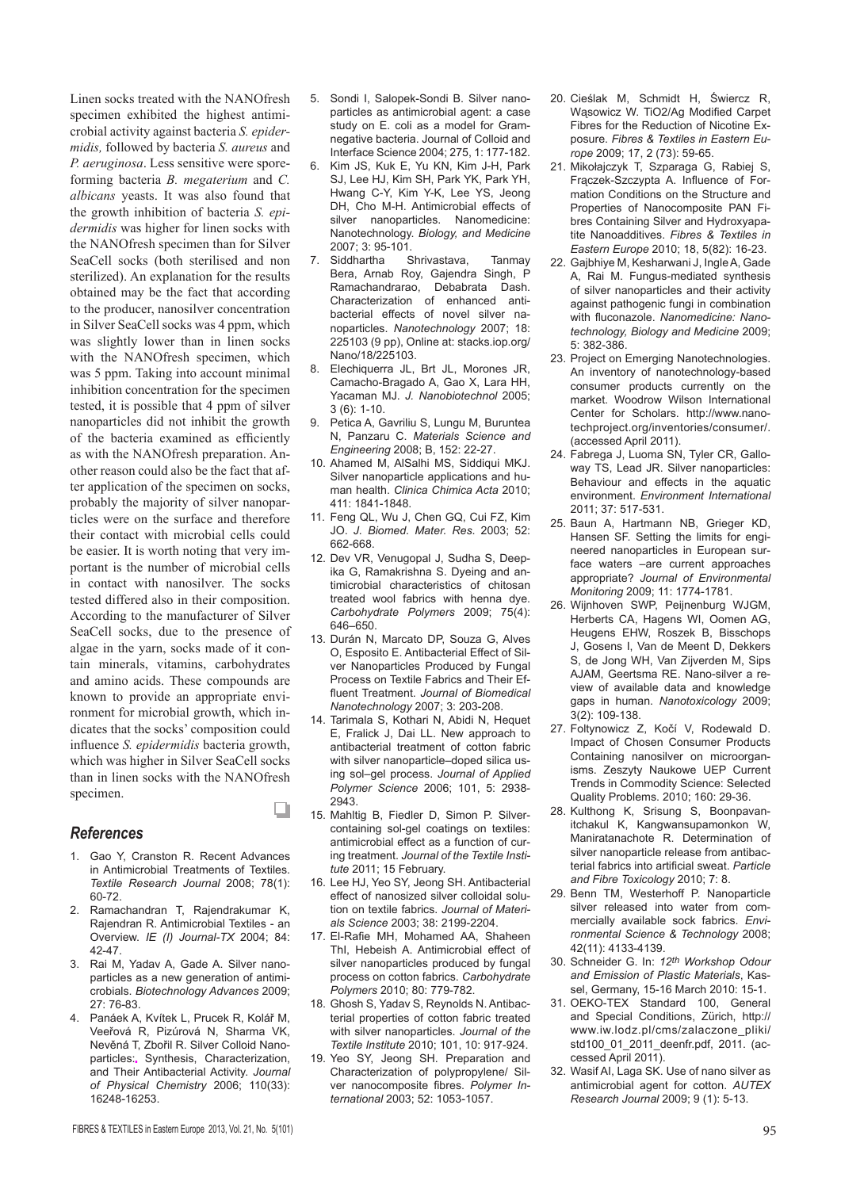Linen socks treated with the NANOfresh specimen exhibited the highest antimicrobial activity against bacteria *S. epidermidis,* followed by bacteria *S. aureus* and *P. aeruginosa*. Less sensitive were spore-forming bacteria *B. megaterium* and *C. albicans* yeasts. It was also found that the growth inhibition of bacteria *S. epidermidis* was higher for linen socks with the NANOfresh specimen than for Silver SeaCell socks (both sterilised and non sterilized). An explanation for the results obtained may be the fact that according to the producer, nanosilver concentration in Silver SeaCell socks was 4 ppm, which was slightly lower than in linen socks with the NANOfresh specimen, which was 5 ppm. Taking into account minimal inhibition concentration for the specimen tested, it is possible that 4 ppm of silver nanoparticles did not inhibit the growth of the bacteria examined as efficiently as with the NANOfresh preparation. Another reason could also be the fact that after application of the specimen on socks, probably the majority of silver nanoparticles were on the surface and therefore their contact with microbial cells could be easier. It is worth noting that very important is the number of microbial cells in contact with nanosilver. The socks tested differed also in their composition. According to the manufacturer of Silver SeaCell socks, due to the presence of algae in the yarn, socks made of it contain minerals, vitamins, carbohydrates and amino acids. These compounds are known to provide an appropriate environment for microbial growth, which indicates that the socks' composition could influence *S. epidermidis* bacteria growth, which was higher in Silver SeaCell socks than in linen socks with the NANOfresh specimen.

## References

1. Gao Y, Cranston R. Recent Advances in Antimicrobial Treatments of Textiles. *Textile Research Journal* 2008; 78(1): 60-72.
2. Ramachandran T, Rajendrakumar K, Rajendran R. Antimicrobial Textiles - an Overview. *IE (I) Journal-TX* 2004; 84: 42-47.
3. Rai M, Yadav A, Gade A. Silver nanoparticles as a new generation of antimicrobials. *Biotechnology Advances* 2009; 27: 76-83.
4. Panáek A, Kvítek L, Prucek R, Kolář M, Veeřová R, Pizúrová N, Sharma VK, Nevěná T, Zbořil R. Silver Colloid Nanoparticles: Synthesis, Characterization, and Their Antibacterial Activity. *Journal of Physical Chemistry* 2006; 110(33): 16248-16253.
5. Sondi I, Salopek-Sondi B. Silver nanoparticles as antimicrobial agent: a case study on E. coli as a model for Gram-negative bacteria. Journal of Colloid and Interface Science 2004; 275, 1: 177-182.
6. Kim JS, Kuk E, Yu KN, Kim J-H, Park SJ, Lee HJ, Kim SH, Park YK, Park YH, Hwang C-Y, Kim Y-K, Lee YS, Jeong DH, Cho M-H. Antimicrobial effects of silver nanoparticles. Nanomedicine: Nanotechnology. *Biology, and Medicine* 2007; 3: 95-101.
7. Siddhartha Shrivastava, Tanmay Bera, Arnab Roy, Gajendra Singh, P Ramachandrarao, Debabrata Dash. Characterization of enhanced antibacterial effects of novel silver nanoparticles. *Nanotechnology* 2007; 18: 225103 (9 pp), Online at: stacks.iop.org/Nano/18/225103.
8. Elechiquerra JL, Brt JL, Morones JR, Camacho-Bragado A, Gao X, Lara HH, Yacaman MJ. *J. Nanobiotechnol* 2005; 3 (6): 1-10.
9. Petica A, Gavriliu S, Lungu M, Buruntea N, Panzaru C. *Materials Science and Engineering* 2008; B, 152: 22-27.
10. Ahamed M, AlSalhi MS, Siddiqui MKJ. Silver nanoparticle applications and human health. *Clinica Chimica Acta* 2010; 411: 1841-1848.
11. Feng QL, Wu J, Chen GQ, Cui FZ, Kim JO. *J. Biomed. Mater. Res.* 2003; 52: 662-668.
12. Dev VR, Venugopal J, Sudha S, Deepika G, Ramakrishna S. Dyeing and antimicrobial characteristics of chitosan treated wool fabrics with henna dye. *Carbohydrate Polymers* 2009; 75(4): 646–650.
13. Durán N, Marcato DP, Souza G, Alves O, Esposito E. Antibacterial Effect of Silver Nanoparticles Produced by Fungal Process on Textile Fabrics and Their Effluent Treatment. *Journal of Biomedical Nanotechnology* 2007; 3: 203-208.
14. Tarimala S, Kothari N, Abidi N, Hequet E, Fralick J, Dai LL. New approach to antibacterial treatment of cotton fabric with silver nanoparticle–doped silica using sol–gel process. *Journal of Applied Polymer Science* 2006; 101, 5: 2938-2943.
15. Mahltig B, Fiedler D, Simon P. Silver-containing sol-gel coatings on textiles: antimicrobial effect as a function of curing treatment. *Journal of the Textile Institute* 2011; 15 February.
16. Lee HJ, Yeo SY, Jeong SH. Antibacterial effect of nanosized silver colloidal solution on textile fabrics. *Journal of Materials Science* 2003; 38: 2199-2204.
17. El-Rafie MH, Mohamed AA, Shaheen Thl, Hebeish A. Antimicrobial effect of silver nanoparticles produced by fungal process on cotton fabrics. *Carbohydrate Polymers* 2010; 80: 779-782.
18. Ghosh S, Yadav S, Reynolds N. Antibacterial properties of cotton fabric treated with silver nanoparticles. *Journal of the Textile Institute* 2010; 101, 10: 917-924.
19. Yeo SY, Jeong SH. Preparation and Characterization of polypropylene/ Silver nanocomposite fibres. *Polymer International* 2003; 52: 1053-1057.
20. Cieślak M, Schmidt H, Świercz R, Wąsowicz W. TiO2/Ag Modified Carpet Fibres for the Reduction of Nicotine Exposure. *Fibres & Textiles in Eastern Europe* 2009; 17, 2 (73): 59-65.
21. Mikołajczyk T, Szparaga G, Rabiej S, Frączek-Szczypta A. Influence of Formation Conditions on the Structure and Properties of Nanocomposite PAN Fibres Containing Silver and Hydroxyapatite Nanoadditives. *Fibres & Textiles in Eastern Europe* 2010; 18, 5(82): 16-23.
22. Gajbhiye M, Kesharwani J, Ingle A, Gade A, Rai M. Fungus-mediated synthesis of silver nanoparticles and their activity against pathogenic fungi in combination with fluconazole. *Nanomedicine: Nanotechnology, Biology and Medicine* 2009; 5: 382-386.
23. Project on Emerging Nanotechnologies. An inventory of nanotechnology-based consumer products currently on the market. Woodrow Wilson International Center for Scholars. http://www.nanotechproject.org/inventories/consumer/. (accessed April 2011).
24. Fabrega J, Luoma SN, Tyler CR, Galloway TS, Lead JR. Silver nanoparticles: Behaviour and effects in the aquatic environment. *Environment International* 2011; 37: 517-531.
25. Baun A, Hartmann NB, Grieger KD, Hansen SF. Setting the limits for engineered nanoparticles in European surface waters –are current approaches appropriate? *Journal of Environmental Monitoring* 2009; 11: 1774-1781.
26. Wijnhoven SWP, Peijnenburg WJGM, Herberts CA, Hagens WI, Oomen AG, Heugens EHW, Roszek B, Bisschops J, Gosens I, Van de Meent D, Dekkers S, de Jong WH, Van Zijverden M, Sips AJAM, Geertsma RE. Nano-silver a review of available data and knowledge gaps in human. *Nanotoxicology* 2009; 3(2): 109-138.
27. Foltynowicz Z, Kočí V, Rodewald D. Impact of Chosen Consumer Products Containing nanosilver on microorganisms. Zeszyty Naukowe UEP Current Trends in Commodity Science: Selected Quality Problems. 2010; 160: 29-36.
28. Kulthong K, Srisung S, Boonpavanitchakul K, Kangwansupamonkon W, Maniratanachote R. Determination of silver nanoparticle release from antibacterial fabrics into artificial sweat. *Particle and Fibre Toxicology* 2010; 7: 8.
29. Benn TM, Westerhoff P. Nanoparticle silver released into water from commercially available sock fabrics. *Environmental Science & Technology* 2008; 42(11): 4133-4139.
30. Schneider G. In: *12th Workshop Odour and Emission of Plastic Materials*, Kassel, Germany, 15-16 March 2010: 15-1.
31. OEKO-TEX Standard 100, General and Special Conditions, Zürich, http://www.iw.lodz.pl/cms/zalaczone_pliki/std100_01_2011_deenfr.pdf, 2011. (accessed April 2011).
32. Wasif AI, Laga SK. Use of nano silver as antimicrobial agent for cotton. *AUTEX Research Journal* 2009; 9 (1): 5-13.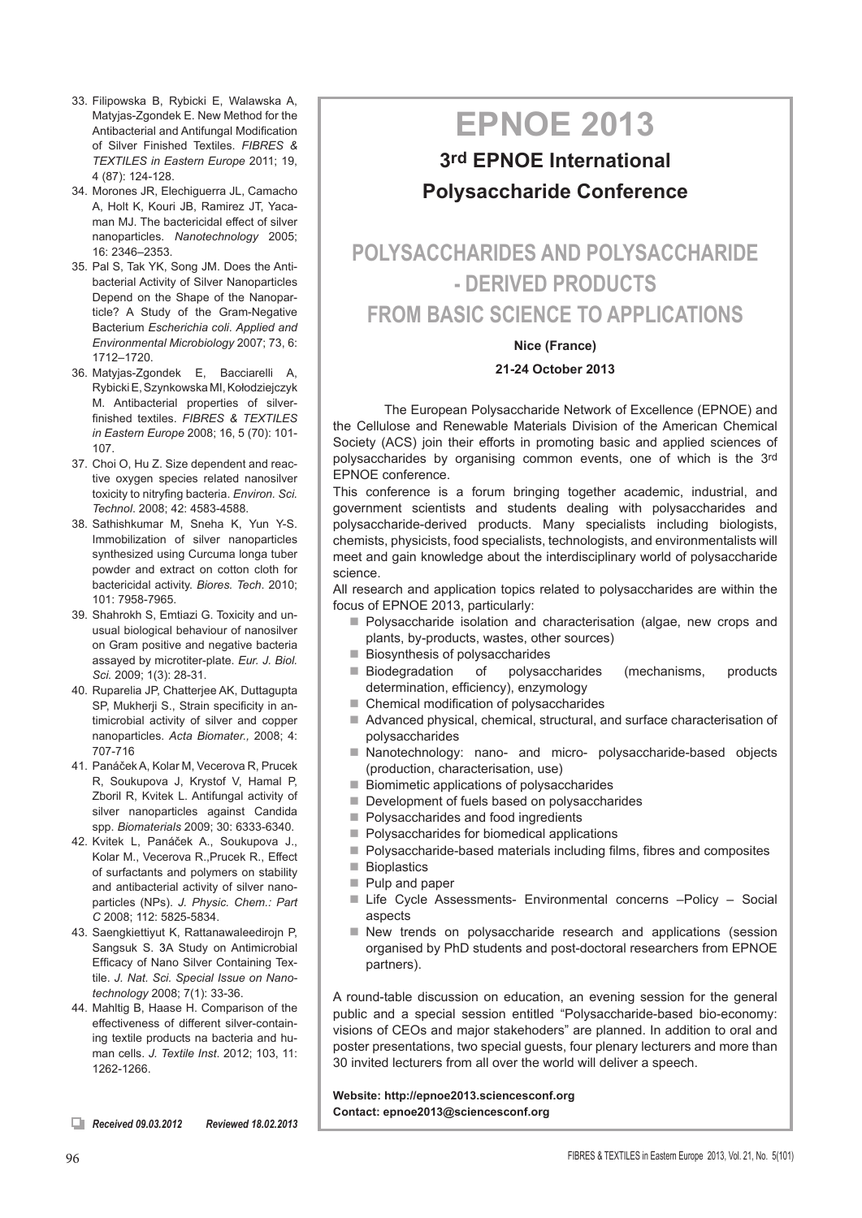33. Filipowska B, Rybicki E, Walawska A, Matyjas-Zgondek E. New Method for the Antibacterial and Antifungal Modification of Silver Finished Textiles. *FIBRES & TEXTILES in Eastern Europe* 2011; 19, 4 (87): 124-128.
34. Morones JR, Elechiguerra JL, Camacho A, Holt K, Kouri JB, Ramirez JT, Yacaman MJ. The bactericidal effect of silver nanoparticles. *Nanotechnology* 2005; 16: 2346–2353.
35. Pal S, Tak YK, Song JM. Does the Antibacterial Activity of Silver Nanoparticles Depend on the Shape of the Nanoparticle? A Study of the Gram-Negative Bacterium *Escherichia coli*. *Applied and Environmental Microbiology* 2007; 73, 6: 1712–1720.
36. Matyjas-Zgondek E, Bacciarelli A, Rybicki E, Szynkowska MI, Kołodziejczyk M. Antibacterial properties of silver-finished textiles. *FIBRES & TEXTILES in Eastern Europe* 2008; 16, 5 (70): 101-107.
37. Choi O, Hu Z. Size dependent and reactive oxygen species related nanosilver toxicity to nitryfing bacteria. *Environ. Sci. Technol*. 2008; 42: 4583-4588.
38. Sathishkumar M, Sneha K, Yun Y-S. Immobilization of silver nanoparticles synthesized using Curcuma longa tuber powder and extract on cotton cloth for bactericidal activity. *Biores. Tech*. 2010; 101: 7958-7965.
39. Shahrokh S, Emtiazi G. Toxicity and unusual biological behaviour of nanosilver on Gram positive and negative bacteria assayed by microtiter-plate. *Eur. J. Biol. Sci.* 2009; 1(3): 28-31.
40. Ruparelia JP, Chatterjee AK, Duttagupta SP, Mukherji S., Strain specificity in antimicrobial activity of silver and copper nanoparticles. *Acta Biomater.,* 2008; 4: 707-716
41. Panáček A, Kolar M, Vecerova R, Prucek R, Soukupova J, Krystof V, Hamal P, Zboril R, Kvitek L. Antifungal activity of silver nanoparticles against Candida spp. *Biomaterials* 2009; 30: 6333-6340.
42. Kvitek L, Panáček A., Soukupova J., Kolar M., Vecerova R.,Prucek R., Effect of surfactants and polymers on stability and antibacterial activity of silver nanoparticles (NPs). *J. Physic. Chem.: Part C* 2008; 112: 5825-5834.
43. Saengkiettiyut K, Rattanawaleedirojn P, Sangsuk S. 3A Study on Antimicrobial Efficacy of Nano Silver Containing Textile. *J. Nat. Sci. Special Issue on Nanotechnology* 2008; 7(1): 33-36.
44. Mahltig B, Haase H. Comparison of the effectiveness of different silver-containing textile products na bacteria and human cells. *J. Textile Inst*. 2012; 103, 11: 1262-1266.

***Received 09.03.2012 Reviewed 18.02.2013***

# EPNOE 2013

## 3rd EPNOE International Polysaccharide Conference

## POLYSACCHARIDES AND POLYSACCHARIDE - DERIVED PRODUCTS FROM BASIC SCIENCE TO APPLICATIONS

**Nice (France)**

**21-24 October 2013**

The European Polysaccharide Network of Excellence (EPNOE) and the Cellulose and Renewable Materials Division of the American Chemical Society (ACS) join their efforts in promoting basic and applied sciences of polysaccharides by organising common events, one of which is the 3rd EPNOE conference.

This conference is a forum bringing together academic, industrial, and government scientists and students dealing with polysaccharides and polysaccharide-derived products. Many specialists including biologists, chemists, physicists, food specialists, technologists, and environmentalists will meet and gain knowledge about the interdisciplinary world of polysaccharide science.

All research and application topics related to polysaccharides are within the focus of EPNOE 2013, particularly:

- Polysaccharide isolation and characterisation (algae, new crops and plants, by-products, wastes, other sources)
- Biosynthesis of polysaccharides
- Biodegradation of polysaccharides (mechanisms, products determination, efficiency), enzymology
- Chemical modification of polysaccharides
- Advanced physical, chemical, structural, and surface characterisation of polysaccharides
- Nanotechnology: nano- and micro- polysaccharide-based objects (production, characterisation, use)
- Biomimetic applications of polysaccharides
- Development of fuels based on polysaccharides
- Polysaccharides and food ingredients
- Polysaccharides for biomedical applications
- Polysaccharide-based materials including films, fibres and composites
- Bioplastics
- Pulp and paper
- Life Cycle Assessments- Environmental concerns –Policy – Social aspects
- New trends on polysaccharide research and applications (session organised by PhD students and post-doctoral researchers from EPNOE partners).

A round-table discussion on education, an evening session for the general public and a special session entitled "Polysaccharide-based bio-economy: visions of CEOs and major stakehoders" are planned. In addition to oral and poster presentations, two special guests, four plenary lecturers and more than 30 invited lecturers from all over the world will deliver a speech.

**Website: http://epnoe2013.sciencesconf.org**
**Contact: epnoe2013@sciencesconf.org**